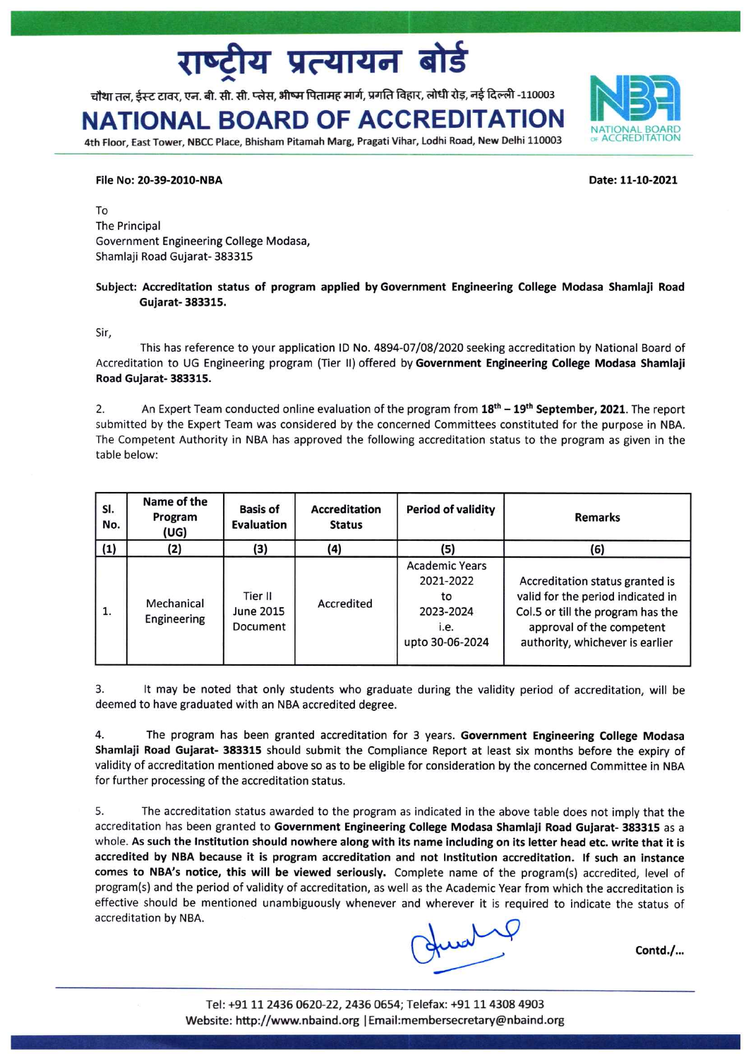# राष्ट्रीय प्रत्यायन बोर्ड

चौथा तल, ईस्ट टावर, एन. बी. सी. सी. प्लेस, भीष्म पितामह मार्ग, प्रगति विहार, लोधी रोड, नई दिल्ली -110003

# NATIONAL BOARD OF ACCREDITATION

4th Floor, East Tower, NBCC Place, Bhisham Pitamah Marg, Pragati Vihar, Lodhi Road, New Delhi 110003

**File No: 20-39-2010-NBA** **Date: 11-10-2021**

To
The Principal
Government Engineering College Modasa,
Shamlaji Road Gujarat- 383315

**Subject: Accreditation status of program applied by Government Engineering College Modasa Shamlaji Road Gujarat- 383315.**

Sir,

This has reference to your application ID No. 4894-07/08/2020 seeking accreditation by National Board of Accreditation to UG Engineering program (Tier II) offered by **Government Engineering College Modasa Shamlaji Road Gujarat- 383315.**

2. An Expert Team conducted online evaluation of the program from **18th – 19th September, 2021**. The report submitted by the Expert Team was considered by the concerned Committees constituted for the purpose in NBA. The Competent Authority in NBA has approved the following accreditation status to the program as given in the table below:

| Sl. No. | Name of the Program (UG) | Basis of Evaluation | Accreditation Status | Period of validity | Remarks |
|---|---|---|---|---|---|
| (1) | (2) | (3) | (4) | (5) | (6) |
| 1. | Mechanical Engineering | Tier II June 2015 Document | Accredited | Academic Years 2021-2022 to 2023-2024 i.e. upto 30-06-2024 | Accreditation status granted is valid for the period indicated in Col.5 or till the program has the approval of the competent authority, whichever is earlier |

3. It may be noted that only students who graduate during the validity period of accreditation, will be deemed to have graduated with an NBA accredited degree.

4. The program has been granted accreditation for 3 years. **Government Engineering College Modasa Shamlaji Road Gujarat- 383315** should submit the Compliance Report at least six months before the expiry of validity of accreditation mentioned above so as to be eligible for consideration by the concerned Committee in NBA for further processing of the accreditation status.

5. The accreditation status awarded to the program as indicated in the above table does not imply that the accreditation has been granted to **Government Engineering College Modasa Shamlaji Road Gujarat- 383315** as a whole. **As such the Institution should nowhere along with its name including on its letter head etc. write that it is accredited by NBA because it is program accreditation and not Institution accreditation. If such an instance comes to NBA's notice, this will be viewed seriously.** Complete name of the program(s) accredited, level of program(s) and the period of validity of accreditation, as well as the Academic Year from which the accreditation is effective should be mentioned unambiguously whenever and wherever it is required to indicate the status of accreditation by NBA.

**Contd./...**

Tel: +91 11 2436 0620-22, 2436 0654; Telefax: +91 11 4308 4903
Website: http://www.nbaind.org | Email:membersecretary@nbaind.org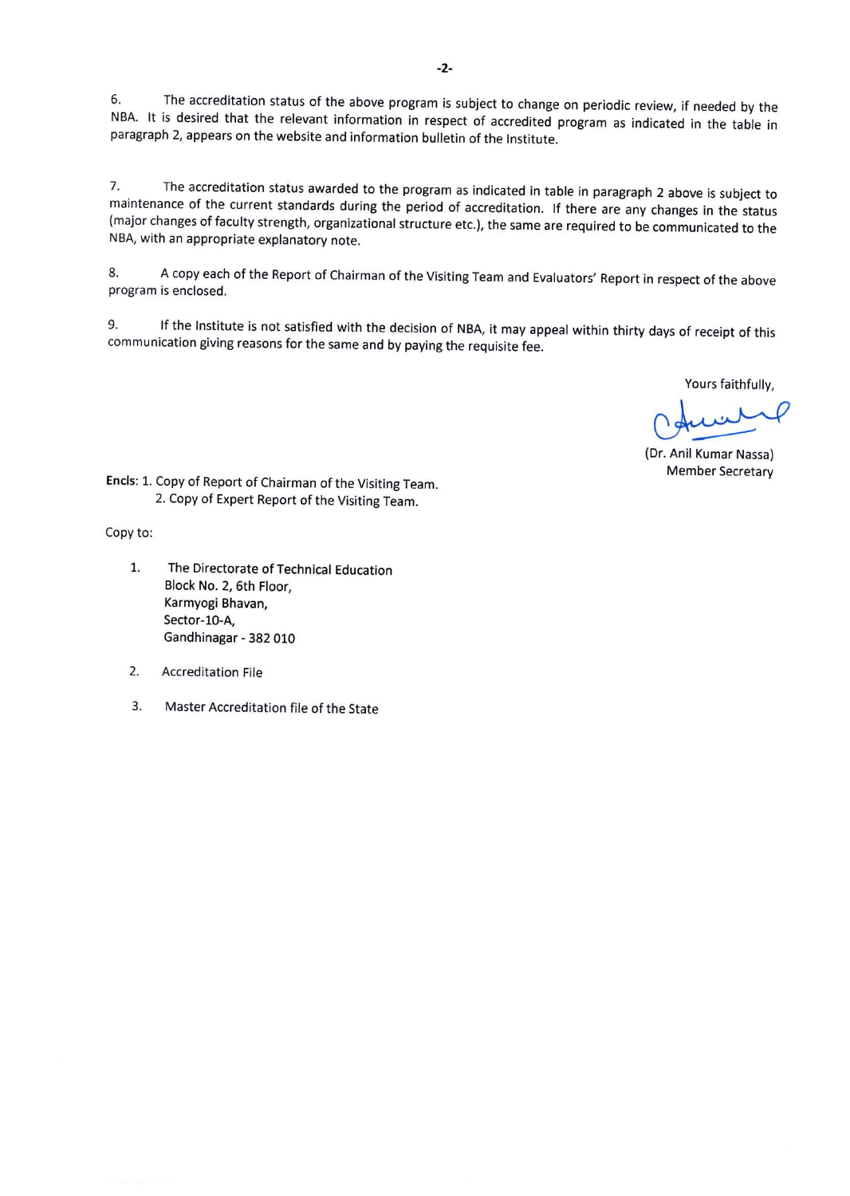6. The accreditation status of the above program is subject to change on periodic review, if needed by the NBA. It is desired that the relevant information in respect of accredited program as indicated in the table in paragraph 2, appears on the website and information bulletin of the Institute.

7. The accreditation status awarded to the program as indicated in table in paragraph 2 above is subject to maintenance of the current standards during the period of accreditation. If there are any changes in the status (major changes of faculty strength, organizational structure etc.), the same are required to be communicated to the NBA, with an appropriate explanatory note.

8. A copy each of the Report of Chairman of the Visiting Team and Evaluators' Report in respect of the above program is enclosed.

9. If the Institute is not satisfied with the decision of NBA, it may appeal within thirty days of receipt of this communication giving reasons for the same and by paying the requisite fee.

Yours faithfully,

(Dr. Anil Kumar Nassa)
Member Secretary

**Encls:** 1. Copy of Report of Chairman of the Visiting Team.
2. Copy of Expert Report of the Visiting Team.

Copy to:

1. The Directorate of Technical Education
   Block No. 2, 6th Floor,
   Karmyogi Bhavan,
   Sector-10-A,
   Gandhinagar - 382 010

2. Accreditation File

3. Master Accreditation file of the State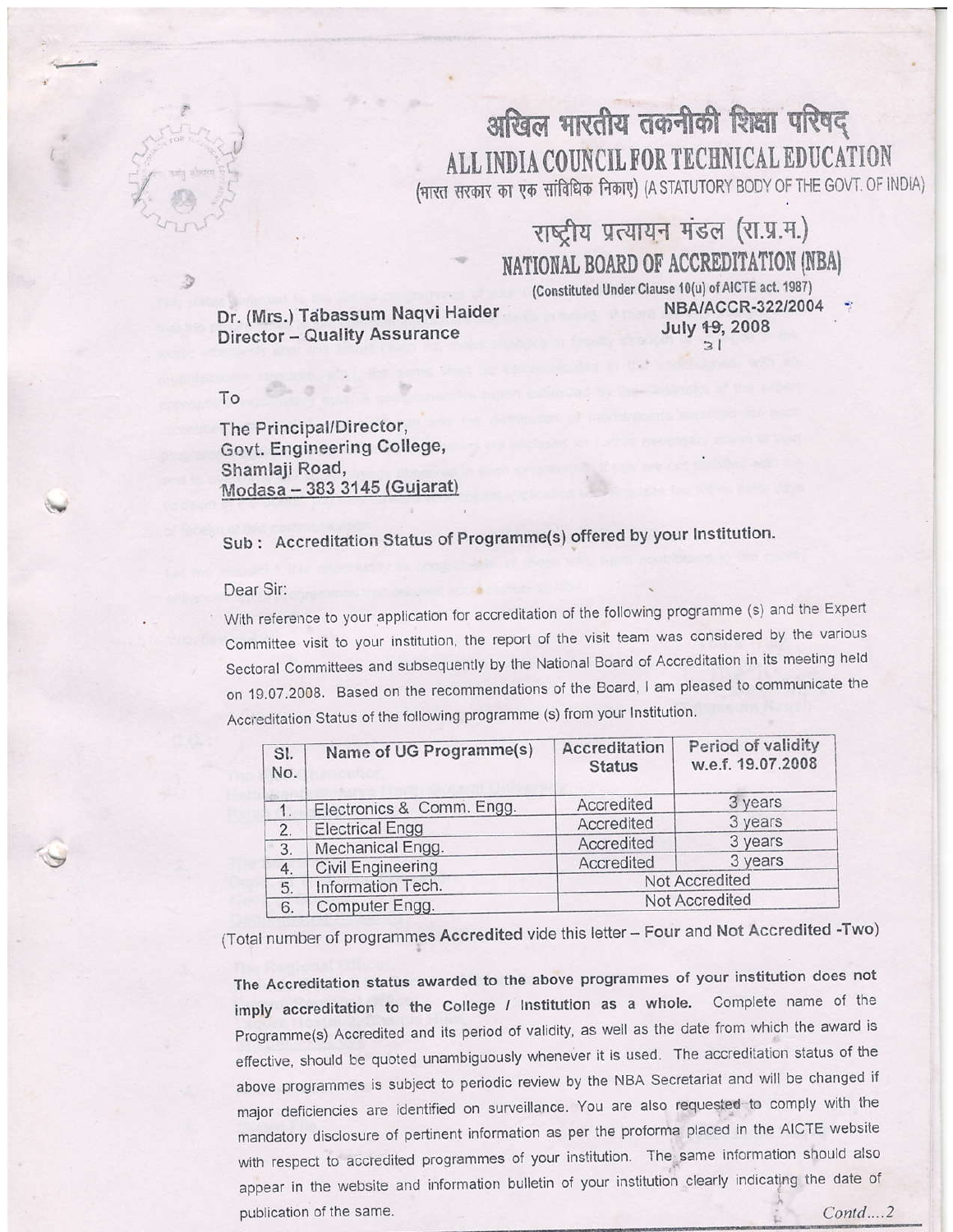# अखिल भारतीय तकनीकी शिक्षा परिषद्

# ALL INDIA COUNCIL FOR TECHNICAL EDUCATION

(भारत सरकार का एक सांविधिक निकाए) (A STATUTORY BODY OF THE GOVT. OF INDIA)

## राष्ट्रीय प्रत्यायन मंडल (रा.प्र.म.)

## NATIONAL BOARD OF ACCREDITATION (NBA)

(Constituted Under Clause 10(u) of AICTE act. 1987)

**Dr. (Mrs.) Tabassum Naqvi Haider**
**Director – Quality Assurance**

**NBA/ACCR-322/2004**
**July 19, 2008**
31

To

The Principal/Director,
Govt. Engineering College,
Shamlaji Road,
Modasa – 383 3145 (Gujarat)

**Sub : Accreditation Status of Programme(s) offered by your Institution.**

Dear Sir:

With reference to your application for accreditation of the following programme (s) and the Expert Committee visit to your institution, the report of the visit team was considered by the various Sectoral Committees and subsequently by the National Board of Accreditation in its meeting held on 19.07.2008. Based on the recommendations of the Board, I am pleased to communicate the Accreditation Status of the following programme (s) from your Institution.

| Sl. No. | Name of UG Programme(s) | Accreditation Status | Period of validity w.e.f. 19.07.2008 |
|---|---|---|---|
| 1. | Electronics & Comm. Engg. | Accredited | 3 years |
| 2. | Electrical Engg | Accredited | 3 years |
| 3. | Mechanical Engg. | Accredited | 3 years |
| 4. | Civil Engineering | Accredited | 3 years |
| 5. | Information Tech. | Not Accredited | |
| 6. | Computer Engg. | Not Accredited | |

(Total number of programmes **Accredited** vide this letter – **Four** and **Not Accredited -Two**)

**The Accreditation status awarded to the above programmes of your institution does not imply accreditation to the College / Institution as a whole.** Complete name of the Programme(s) Accredited and its period of validity, as well as the date from which the award is effective, should be quoted unambiguously whenever it is used. The accreditation status of the above programmes is subject to periodic review by the NBA Secretariat and will be changed if major deficiencies are identified on surveillance. You are also requested to comply with the mandatory disclosure of pertinent information as per the proforma placed in the AICTE website with respect to accredited programmes of your institution. The same information should also appear in the website and information bulletin of your institution clearly indicating the date of publication of the same.

*Contd....2*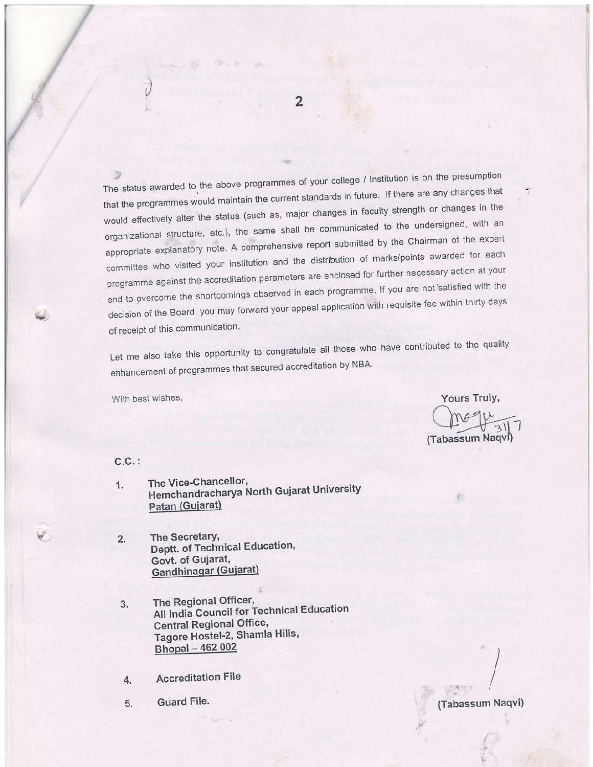The status awarded to the above programmes of your college / Institution is on the presumption that the programmes would maintain the current standards in future. If there are any changes that would effectively alter the status (such as, major changes in faculty strength or changes in the organizational structure, etc.), the same shall be communicated to the undersigned, with an appropriate explanatory note. A comprehensive report submitted by the Chairman of the expert committee who visited your institution and the distribution of marks/points awarded for each programme against the accreditation parameters are enclosed for further necessary action at your end to overcome the shortcomings observed in each programme. If you are not satisfied with the decision of the Board, you may forward your appeal application with requisite fee within thirty days of receipt of this communication.

Let me also take this opportunity to congratulate all those who have contributed to the quality enhancement of programmes that secured accreditation by NBA.

With best wishes,

Yours Truly,

31/7

(Tabassum Naqvi)

C.C. :

1. The Vice-Chancellor,
   Hemchandracharya North Gujarat University
   Patan (Gujarat)

2. The Secretary,
   Deptt. of Technical Education,
   Govt. of Gujarat,
   Gandhinagar (Gujarat)

3. The Regional Officer,
   All India Council for Technical Education
   Central Regional Office,
   Tagore Hostel-2, Shamla Hills,
   Bhopal – 462 002

4. Accreditation File

5. Guard File.

(Tabassum Naqvi)